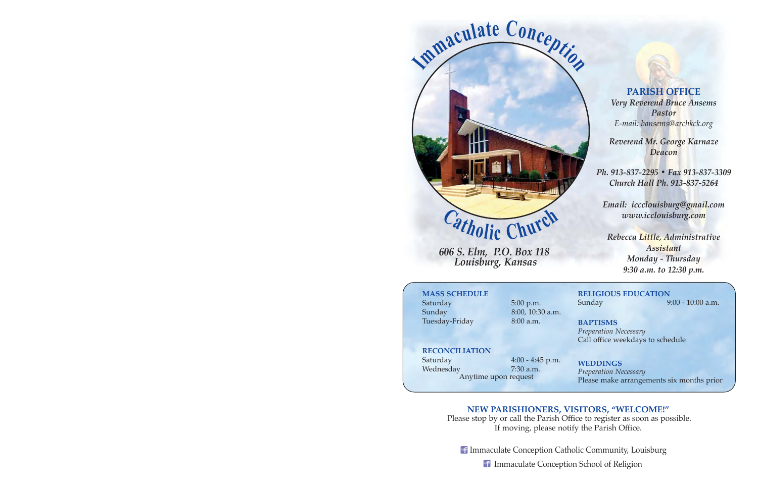# Immaculate Conception Catholic Church

*606 S. Elm, P.O. Box 118*
*Louisburg, Kansas*

## PARISH OFFICE

***Very Reverend Bruce Ansems***
***Pastor***
*E-mail: bansems@archkck.org*

***Reverend Mr. George Karnaze***
***Deacon***

***Ph. 913-837-2295 • Fax 913-837-3309***
***Church Hall Ph. 913-837-5264***

***Email: iccclouisburg@gmail.com***
***www.icclouisburg.com***

***Rebecca Little, Administrative Assistant***
***Monday - Thursday***
***9:30 a.m. to 12:30 p.m.***

**MASS SCHEDULE**

| | |
|---|---|
| Saturday | 5:00 p.m. |
| Sunday | 8:00, 10:30 a.m. |
| Tuesday-Friday | 8:00 a.m. |

**RECONCILIATION**

| | |
|---|---|
| Saturday | 4:00 - 4:45 p.m. |
| Wednesday | 7:30 a.m. |

Anytime upon request

**RELIGIOUS EDUCATION**

Sunday 9:00 - 10:00 a.m.

**BAPTISMS**

*Preparation Necessary*
Call office weekdays to schedule

**WEDDINGS**

*Preparation Necessary*
Please make arrangements six months prior

**NEW PARISHIONERS, VISITORS, "WELCOME!"**

Please stop by or call the Parish Office to register as soon as possible.
If moving, please notify the Parish Office.

Immaculate Conception Catholic Community, Louisburg

Immaculate Conception School of Religion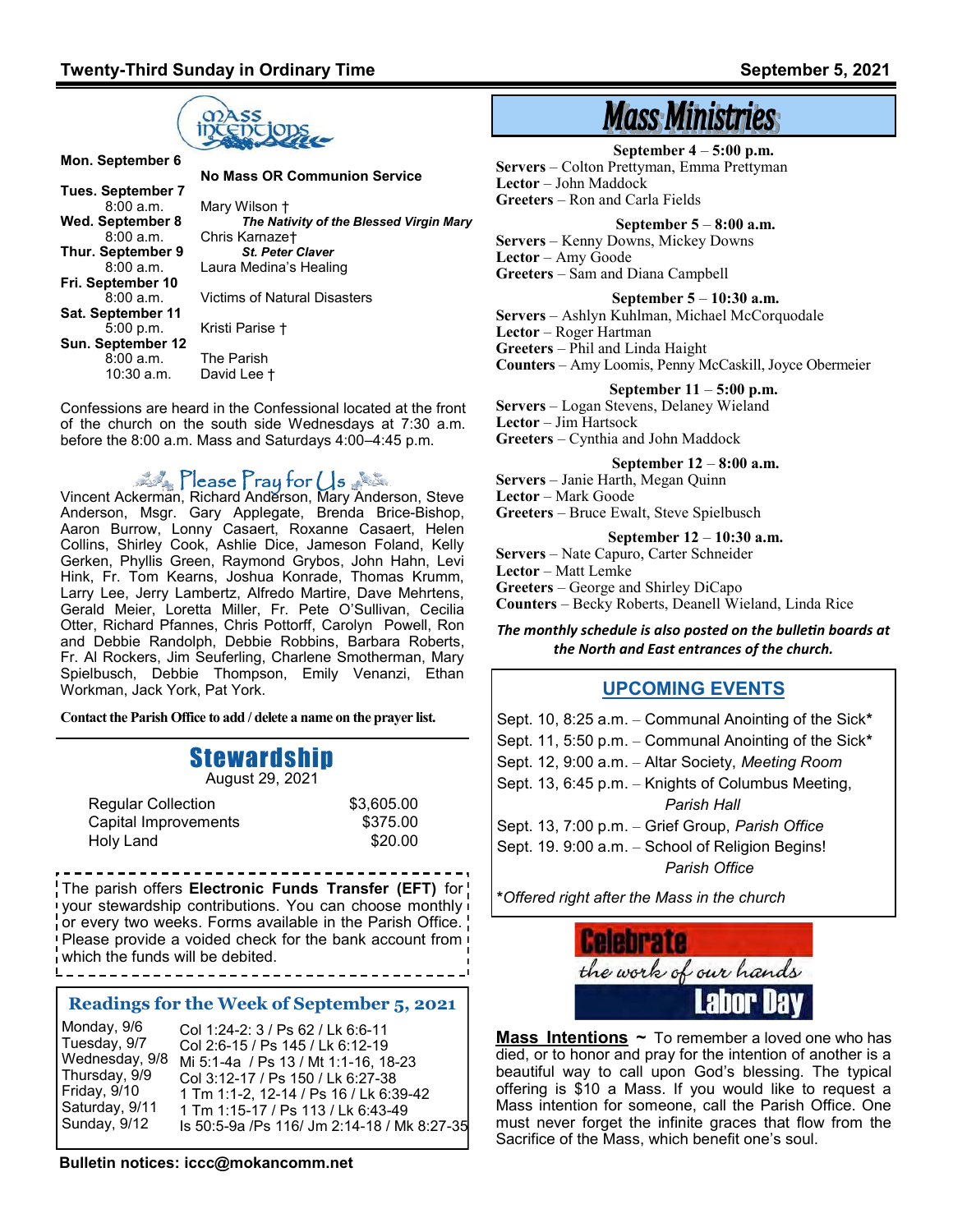## Mass Intentions

| | |
|---|---|
| **Mon. September 6** | **No Mass OR Communion Service** |
| **Tues. September 7** | |
| 8:00 a.m. | Mary Wilson † |
| **Wed. September 8** | ***The Nativity of the Blessed Virgin Mary*** |
| 8:00 a.m. | Chris Karnaze† |
| **Thur. September 9** | ***St. Peter Claver*** |
| 8:00 a.m. | Laura Medina's Healing |
| **Fri. September 10** | |
| 8:00 a.m. | Victims of Natural Disasters |
| **Sat. September 11** | |
| 5:00 p.m. | Kristi Parise † |
| **Sun. September 12** | |
| 8:00 a.m. | The Parish |
| 10:30 a.m. | David Lee † |

Confessions are heard in the Confessional located at the front of the church on the south side Wednesdays at 7:30 a.m. before the 8:00 a.m. Mass and Saturdays 4:00–4:45 p.m.

## Please Pray for Us

Vincent Ackerman, Richard Anderson, Mary Anderson, Steve Anderson, Msgr. Gary Applegate, Brenda Brice-Bishop, Aaron Burrow, Lonny Casaert, Roxanne Casaert, Helen Collins, Shirley Cook, Ashlie Dice, Jameson Foland, Kelly Gerken, Phyllis Green, Raymond Grybos, John Hahn, Levi Hink, Fr. Tom Kearns, Joshua Konrade, Thomas Krumm, Larry Lee, Jerry Lambertz, Alfredo Martire, Dave Mehrtens, Gerald Meier, Loretta Miller, Fr. Pete O'Sullivan, Cecilia Otter, Richard Pfannes, Chris Pottorff, Carolyn Powell, Ron and Debbie Randolph, Debbie Robbins, Barbara Roberts, Fr. Al Rockers, Jim Seuferling, Charlene Smotherman, Mary Spielbusch, Debbie Thompson, Emily Venanzi, Ethan Workman, Jack York, Pat York.

**Contact the Parish Office to add / delete a name on the prayer list.**

## Stewardship

August 29, 2021

| | |
|---|---|
| Regular Collection | $3,605.00 |
| Capital Improvements | $375.00 |
| Holy Land | $20.00 |

The parish offers **Electronic Funds Transfer (EFT)** for your stewardship contributions. You can choose monthly or every two weeks. Forms available in the Parish Office. Please provide a voided check for the bank account from which the funds will be debited.

## Readings for the Week of September 5, 2021

| | |
|---|---|
| Monday, 9/6 | Col 1:24-2: 3 / Ps 62 / Lk 6:6-11 |
| Tuesday, 9/7 | Col 2:6-15 / Ps 145 / Lk 6:12-19 |
| Wednesday, 9/8 | Mi 5:1-4a / Ps 13 / Mt 1:1-16, 18-23 |
| Thursday, 9/9 | Col 3:12-17 / Ps 150 / Lk 6:27-38 |
| Friday, 9/10 | 1 Tm 1:1-2, 12-14 / Ps 16 / Lk 6:39-42 |
| Saturday, 9/11 | 1 Tm 1:15-17 / Ps 113 / Lk 6:43-49 |
| Sunday, 9/12 | Is 50:5-9a /Ps 116/ Jm 2:14-18 / Mk 8:27-35 |

**Bulletin notices: iccc@mokancomm.net**

## Mass Ministries

**September 4 – 5:00 p.m.**
**Servers** – Colton Prettyman, Emma Prettyman
**Lector** – John Maddock
**Greeters** – Ron and Carla Fields

**September 5 – 8:00 a.m.**
**Servers** – Kenny Downs, Mickey Downs
**Lector** – Amy Goode
**Greeters** – Sam and Diana Campbell

**September 5 – 10:30 a.m.**
**Servers** – Ashlyn Kuhlman, Michael McCorquodale
**Lector** – Roger Hartman
**Greeters** – Phil and Linda Haight
**Counters** – Amy Loomis, Penny McCaskill, Joyce Obermeier

**September 11 – 5:00 p.m.**
**Servers** – Logan Stevens, Delaney Wieland
**Lector** – Jim Hartsock
**Greeters** – Cynthia and John Maddock

**September 12 – 8:00 a.m.**
**Servers** – Janie Harth, Megan Quinn
**Lector** – Mark Goode
**Greeters** – Bruce Ewalt, Steve Spielbusch

**September 12 – 10:30 a.m.**
**Servers** – Nate Capuro, Carter Schneider
**Lector** – Matt Lemke
**Greeters** – George and Shirley DiCapo
**Counters** – Becky Roberts, Deanell Wieland, Linda Rice

***The monthly schedule is also posted on the bulletin boards at the North and East entrances of the church.***

## UPCOMING EVENTS

Sept. 10, 8:25 a.m. – Communal Anointing of the Sick*
Sept. 11, 5:50 p.m. – Communal Anointing of the Sick*
Sept. 12, 9:00 a.m. – Altar Society, *Meeting Room*
Sept. 13, 6:45 p.m. – Knights of Columbus Meeting, *Parish Hall*
Sept. 13, 7:00 p.m. – Grief Group, *Parish Office*
Sept. 19. 9:00 a.m. – School of Religion Begins! *Parish Office*

**\****Offered right after the Mass in the church*

**Celebrate** *the work of our hands* **Labor Day**

**Mass Intentions ~** To remember a loved one who has died, or to honor and pray for the intention of another is a beautiful way to call upon God's blessing. The typical offering is $10 a Mass. If you would like to request a Mass intention for someone, call the Parish Office. One must never forget the infinite graces that flow from the Sacrifice of the Mass, which benefit one's soul.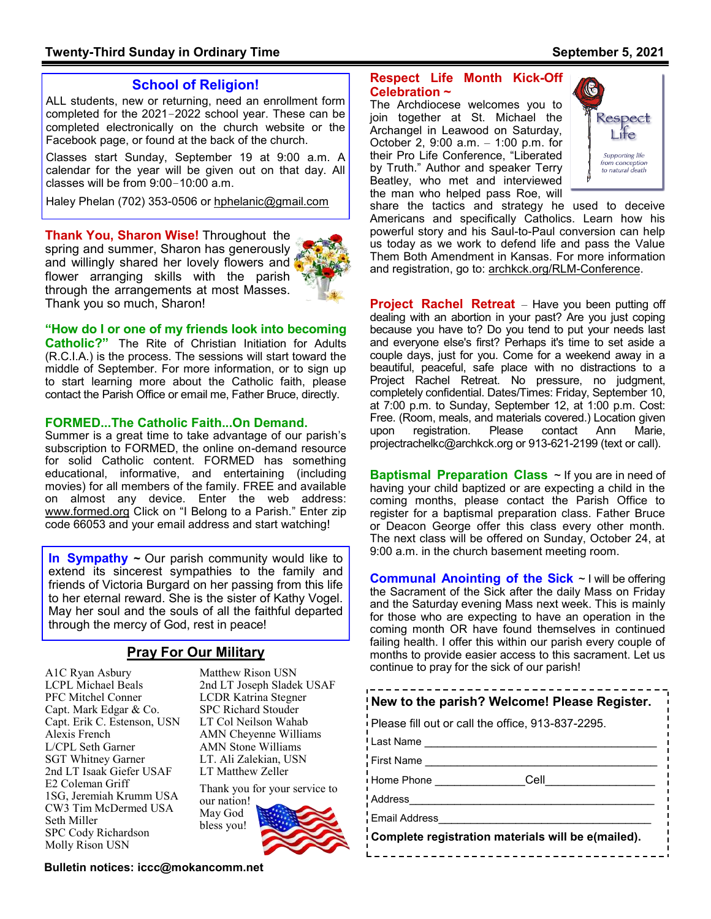## School of Religion!

ALL students, new or returning, need an enrollment form completed for the 2021‒2022 school year. These can be completed electronically on the church website or the Facebook page, or found at the back of the church.

Classes start Sunday, September 19 at 9:00 a.m. A calendar for the year will be given out on that day. All classes will be from 9:00‒10:00 a.m.

Haley Phelan (702) 353-0506 or hphelanic@gmail.com

**Thank You, Sharon Wise!** Throughout the spring and summer, Sharon has generously and willingly shared her lovely flowers and flower arranging skills with the parish through the arrangements at most Masses. Thank you so much, Sharon!

**"How do I or one of my friends look into becoming Catholic?"** The Rite of Christian Initiation for Adults (R.C.I.A.) is the process. The sessions will start toward the middle of September. For more information, or to sign up to start learning more about the Catholic faith, please contact the Parish Office or email me, Father Bruce, directly.

**FORMED...The Catholic Faith...On Demand.**
Summer is a great time to take advantage of our parish's subscription to FORMED, the online on-demand resource for solid Catholic content. FORMED has something educational, informative, and entertaining (including movies) for all members of the family. FREE and available on almost any device. Enter the web address: www.formed.org Click on "I Belong to a Parish." Enter zip code 66053 and your email address and start watching!

**In Sympathy** ~ Our parish community would like to extend its sincerest sympathies to the family and friends of Victoria Burgard on her passing from this life to her eternal reward. She is the sister of Kathy Vogel. May her soul and the souls of all the faithful departed through the mercy of God, rest in peace!

## Pray For Our Military

A1C Ryan Asbury
LCPL Michael Beals
PFC Mitchel Conner
Capt. Mark Edgar & Co.
Capt. Erik C. Estenson, USN
Alexis French
L/CPL Seth Garner
SGT Whitney Garner
2nd LT Isaak Giefer USAF
E2 Coleman Griff
1SG, Jeremiah Krumm USA
CW3 Tim McDermed USA
Seth Miller
SPC Cody Richardson
Molly Rison USN
Matthew Rison USN
2nd LT Joseph Sladek USAF
LCDR Katrina Stegner
SPC Richard Stouder
LT Col Neilson Wahab
AMN Cheyenne Williams
AMN Stone Williams
LT. Ali Zalekian, USN
LT Matthew Zeller

Thank you for your service to our nation! May God bless you!

**Bulletin notices: iccc@mokancomm.net**

**Respect Life Month Kick-Off Celebration ~**
The Archdiocese welcomes you to join together at St. Michael the Archangel in Leawood on Saturday, October 2, 9:00 a.m. ‒ 1:00 p.m. for their Pro Life Conference, "Liberated by Truth." Author and speaker Terry Beatley, who met and interviewed the man who helped pass Roe, will share the tactics and strategy he used to deceive Americans and specifically Catholics. Learn how his powerful story and his Saul-to-Paul conversion can help us today as we work to defend life and pass the Value Them Both Amendment in Kansas. For more information and registration, go to: archkck.org/RLM-Conference.

Respect Life
*Supporting life from conception to natural death*

**Project Rachel Retreat** ‒ Have you been putting off dealing with an abortion in your past? Are you just coping because you have to? Do you tend to put your needs last and everyone else's first? Perhaps it's time to set aside a couple days, just for you. Come for a weekend away in a beautiful, peaceful, safe place with no distractions to a Project Rachel Retreat. No pressure, no judgment, completely confidential. Dates/Times: Friday, September 10, at 7:00 p.m. to Sunday, September 12, at 1:00 p.m. Cost: Free. (Room, meals, and materials covered.) Location given upon registration. Please contact Ann Marie, projectrachelkc@archkck.org or 913-621-2199 (text or call).

**Baptismal Preparation Class** ~ If you are in need of having your child baptized or are expecting a child in the coming months, please contact the Parish Office to register for a baptismal preparation class. Father Bruce or Deacon George offer this class every other month. The next class will be offered on Sunday, October 24, at 9:00 a.m. in the church basement meeting room.

**Communal Anointing of the Sick** ~ I will be offering the Sacrament of the Sick after the daily Mass on Friday and the Saturday evening Mass next week. This is mainly for those who are expecting to have an operation in the coming month OR have found themselves in continued failing health. I offer this within our parish every couple of months to provide easier access to this sacrament. Let us continue to pray for the sick of our parish!

**New to the parish? Welcome! Please Register.**

Please fill out or call the office, 913-837-2295.

Last Name ______________________________

First Name ______________________________

Home Phone ______________ Cell ________________

Address ________________________________

Email Address ___________________________

**Complete registration materials will be e(mailed).**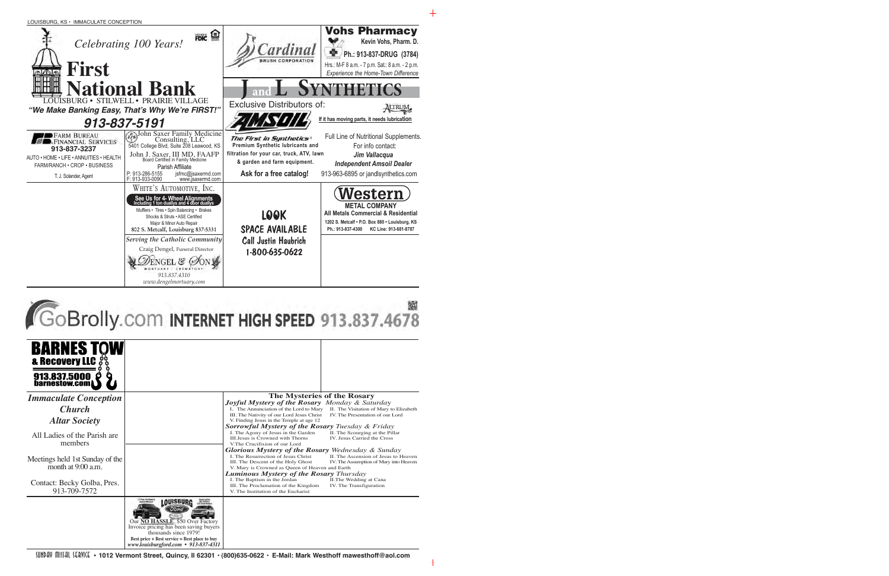**Celebrating 100 Years!**

# First National Bank

LOUISBURG • STILWELL • PRAIRIE VILLAGE

*"We Make Banking Easy, That's Why We're FIRST!"*

**913-837-5191**

**Cardinal**
BRUSH CORPORATION

**Vohs Pharmacy**
Kevin Vohs, Pharm. D.
Ph.: 913-837-DRUG (3784)
Hrs.: M-F 8 a.m. - 7 p.m. Sat.: 8 a.m. - 2 p.m.
*Experience the Home-Town Difference*

# J and L SYNTHETICS

Exclusive Distributors of: AMSOIL • ALTRUM

**If it has moving parts, it needs lubrication**

*The First in Synthetics*
**Premium Synthetic lubricants and filtration for your car, truck, ATV, lawn & garden and farm equipment.**
**Ask for a free catalog!**

Full Line of Nutritional Supplements.
For info contact:
***Jim Vallacqua***
***Independent Amsoil Dealer***
913-963-6895 or jandlsynthetics.com

FARM BUREAU FINANCIAL SERVICES
913-837-3237
AUTO • HOME • LIFE • ANNUITIES • HEALTH
FARM/RANCH • CROP • BUSINESS
T. J. Solander, Agent

John Saxer Family Medicine Consulting, LLC
5401 College Blvd, Suite 208 Leawood, KS
John J. Saxer, III MD, FAAFP
Board Certified in Family Medicine
Parish Affiliate
P: 913-286-5155 jsfmc@jsaxermd.com
F: 913-933-0090 www.jsaxermd.com

WHITE'S AUTOMOTIVE, INC.
**See Us for 4- Wheel Alignments**
**Including 1 ton duallys and 4 door duallys**
Mufflers • Tires • Spin Balancing • Brakes
Shocks & Struts • ASE Certified
Major & Minor Auto Repair
**802 S. Metcalf, Louisburg 837-5331**

**LOOK**
**SPACE AVAILABLE**
**Call Justin Haubrich**
**1-800-635-0622**

**Western**
**METAL COMPANY**
**All Metals Commercial & Residential**
1202 S. Metcalf • P.O. Box 880 • Louisburg, KS
Ph.: 913-837-4300 KC Line: 913-681-8787

*Serving the Catholic Community*
Craig Dengel, Funeral Director
DENGEL & SON
MORTUARY • CREMATORY
*913.837.4310*
*www.dengelmortuary.com*

**GoBrolly.com INTERNET HIGH SPEED 913.837.4678**

**BARNES TOW & Recovery LLC**
**913.837.5000**
**barnestow.com**

***Immaculate Conception Church Altar Society***

All Ladies of the Parish are members

Meetings held 1st Sunday of the month at 9:00 a.m.

Contact: Becky Golba, Pres.
913-709-7572

## The Mysteries of the Rosary

***Joyful Mystery of the Rosary*** *Monday & Saturday*
I. The Annunciation of the Lord to Mary
II. The Visitation of Mary to Elizabeth
III. The Nativity of our Lord Jesus Christ
IV. The Presentation of our Lord
V. Finding Jesus in the Temple at age 12

***Sorrowful Mystery of the Rosary*** *Tuesday & Friday*
I. The Agony of Jesus in the Garden
II. The Scourging at the Pillar
III. Jesus is Crowned with Thorns
IV. Jesus Carried the Cross
V. The Crucifixion of our Lord

***Glorious Mystery of the Rosary*** *Wednesday & Sunday*
I. The Resurrection of Jesus Christ
II. The Ascension of Jesus to Heaven
III. The Descent of the Holy Ghost
IV. The Assumption of Mary into Heaven
V. Mary is Crowned as Queen of Heaven and Earth

***Luminous Mystery of the Rosary*** *Thursday*
I. The Baptism in the Jordan
II. The Wedding at Cana
III. The Proclamation of the Kingdom
IV. The Transfiguration
V. The Institution of the Eucharist

**LOUISBURG** Ford
Our **NO HASSLE**, $50 Over Factory Invoice pricing has been saving buyers thousands since 1979!
**Best price + Best service = Best place to buy**
***www.louisburgford.com • 913-837-4311***